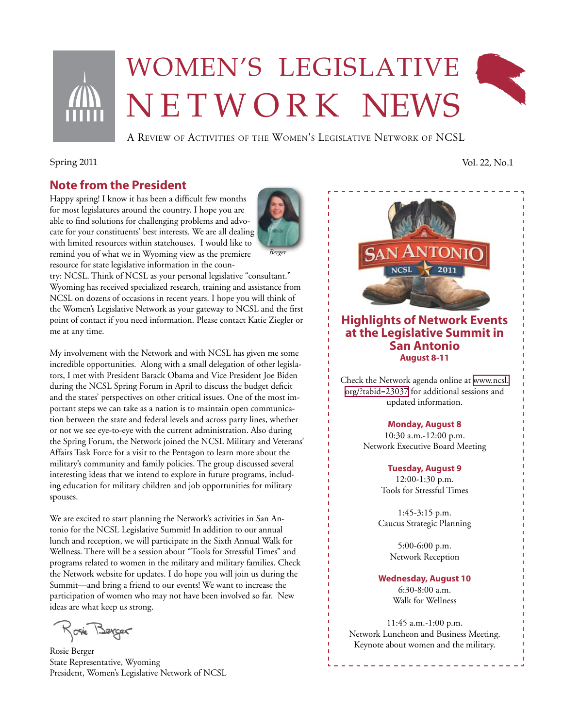# WOMEN'S LEGISLATIVE NETWORK NEWS

A Review of Activities of the Women's Legislative Network of NCSL

Spring 2011

Vol. 22, No.1

## Note from the President

Happy spring! I know it has been a difficult few months for most legislatures around the country. I hope you are able to find solutions for challenging problems and advocate for your constituents' best interests. We are all dealing with limited resources within statehouses. I would like to remind you of what we in Wyoming view as the premiere resource for state legislative information in the country: NCSL. Think of NCSL as your personal legislative "consultant." Wyoming has received specialized research, training and assistance from NCSL on dozens of occasions in recent years. I hope you will think of the Women's Legislative Network as your gateway to NCSL and the first point of contact if you need information. Please contact Katie Ziegler or me at any time.

*Berger*

My involvement with the Network and with NCSL has given me some incredible opportunities. Along with a small delegation of other legislators, I met with President Barack Obama and Vice President Joe Biden during the NCSL Spring Forum in April to discuss the budget deficit and the states' perspectives on other critical issues. One of the most important steps we can take as a nation is to maintain open communication between the state and federal levels and across party lines, whether or not we see eye-to-eye with the current administration. Also during the Spring Forum, the Network joined the NCSL Military and Veterans' Affairs Task Force for a visit to the Pentagon to learn more about the military's community and family policies. The group discussed several interesting ideas that we intend to explore in future programs, including education for military children and job opportunities for military spouses.

We are excited to start planning the Network's activities in San Antonio for the NCSL Legislative Summit! In addition to our annual lunch and reception, we will participate in the Sixth Annual Walk for Wellness. There will be a session about "Tools for Stressful Times" and programs related to women in the military and military families. Check the Network website for updates. I do hope you will join us during the Summit—and bring a friend to our events! We want to increase the participation of women who may not have been involved so far. New ideas are what keep us strong.

Rosie Berger
State Representative, Wyoming
President, Women's Legislative Network of NCSL

---

SAN ANTONIO NCSL 2011

## Highlights of Network Events at the Legislative Summit in San Antonio

**August 8-11**

Check the Network agenda online at www.ncsl.org/?tabid=23037 for additional sessions and updated information.

**Monday, August 8**
10:30 a.m.-12:00 p.m.
Network Executive Board Meeting

**Tuesday, August 9**
12:00-1:30 p.m.
Tools for Stressful Times

1:45-3:15 p.m.
Caucus Strategic Planning

5:00-6:00 p.m.
Network Reception

**Wednesday, August 10**
6:30-8:00 a.m.
Walk for Wellness

11:45 a.m.-1:00 p.m.
Network Luncheon and Business Meeting.
Keynote about women and the military.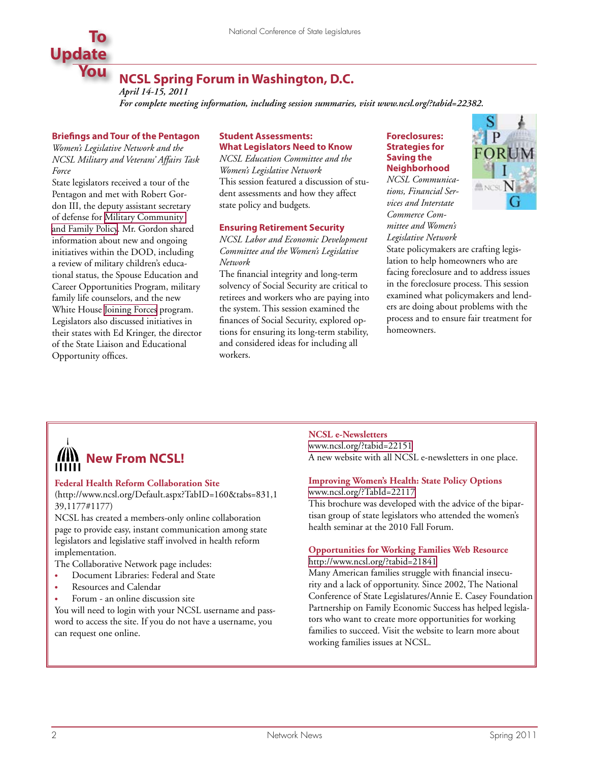# To Update You

## NCSL Spring Forum in Washington, D.C.

*April 14-15, 2011*

*For complete meeting information, including session summaries, visit www.ncsl.org/?tabid=22382.*

### Briefings and Tour of the Pentagon

*Women's Legislative Network and the NCSL Military and Veterans' Affairs Task Force*

State legislators received a tour of the Pentagon and met with Robert Gordon III, the deputy assistant secretary of defense for Military Community and Family Policy. Mr. Gordon shared information about new and ongoing initiatives within the DOD, including a review of military children's educational status, the Spouse Education and Career Opportunities Program, military family life counselors, and the new White House Joining Forces program. Legislators also discussed initiatives in their states with Ed Kringer, the director of the State Liaison and Educational Opportunity offices.

### Student Assessments: What Legislators Need to Know

*NCSL Education Committee and the Women's Legislative Network*

This session featured a discussion of student assessments and how they affect state policy and budgets.

### Ensuring Retirement Security

*NCSL Labor and Economic Development Committee and the Women's Legislative Network*

The financial integrity and long-term solvency of Social Security are critical to retirees and workers who are paying into the system. This session examined the finances of Social Security, explored options for ensuring its long-term stability, and considered ideas for including all workers.

### Foreclosures: Strategies for Saving the Neighborhood

*NCSL Communications, Financial Services and Interstate Commerce Committee and Women's Legislative Network*

State policymakers are crafting legislation to help homeowners who are facing foreclosure and to address issues in the foreclosure process. This session examined what policymakers and lenders are doing about problems with the process and to ensure fair treatment for homeowners.

## New From NCSL!

### Federal Health Reform Collaboration Site

(http://www.ncsl.org/Default.aspx?TabID=160&tabs=831,139,1177#1177)

NCSL has created a members-only online collaboration page to provide easy, instant communication among state legislators and legislative staff involved in health reform implementation.

The Collaborative Network page includes:

- Document Libraries: Federal and State
- Resources and Calendar
- Forum - an online discussion site

You will need to login with your NCSL username and password to access the site. If you do not have a username, you can request one online.

### NCSL e-Newsletters

www.ncsl.org/?tabid=22151

A new website with all NCSL e-newsletters in one place.

### Improving Women's Health: State Policy Options

www.ncsl.org/?TabId=22117

This brochure was developed with the advice of the bipartisan group of state legislators who attended the women's health seminar at the 2010 Fall Forum.

### Opportunities for Working Families Web Resource

http://www.ncsl.org/?tabid=21841

Many American families struggle with financial insecurity and a lack of opportunity. Since 2002, The National Conference of State Legislatures/Annie E. Casey Foundation Partnership on Family Economic Success has helped legislators who want to create more opportunities for working families to succeed. Visit the website to learn more about working families issues at NCSL.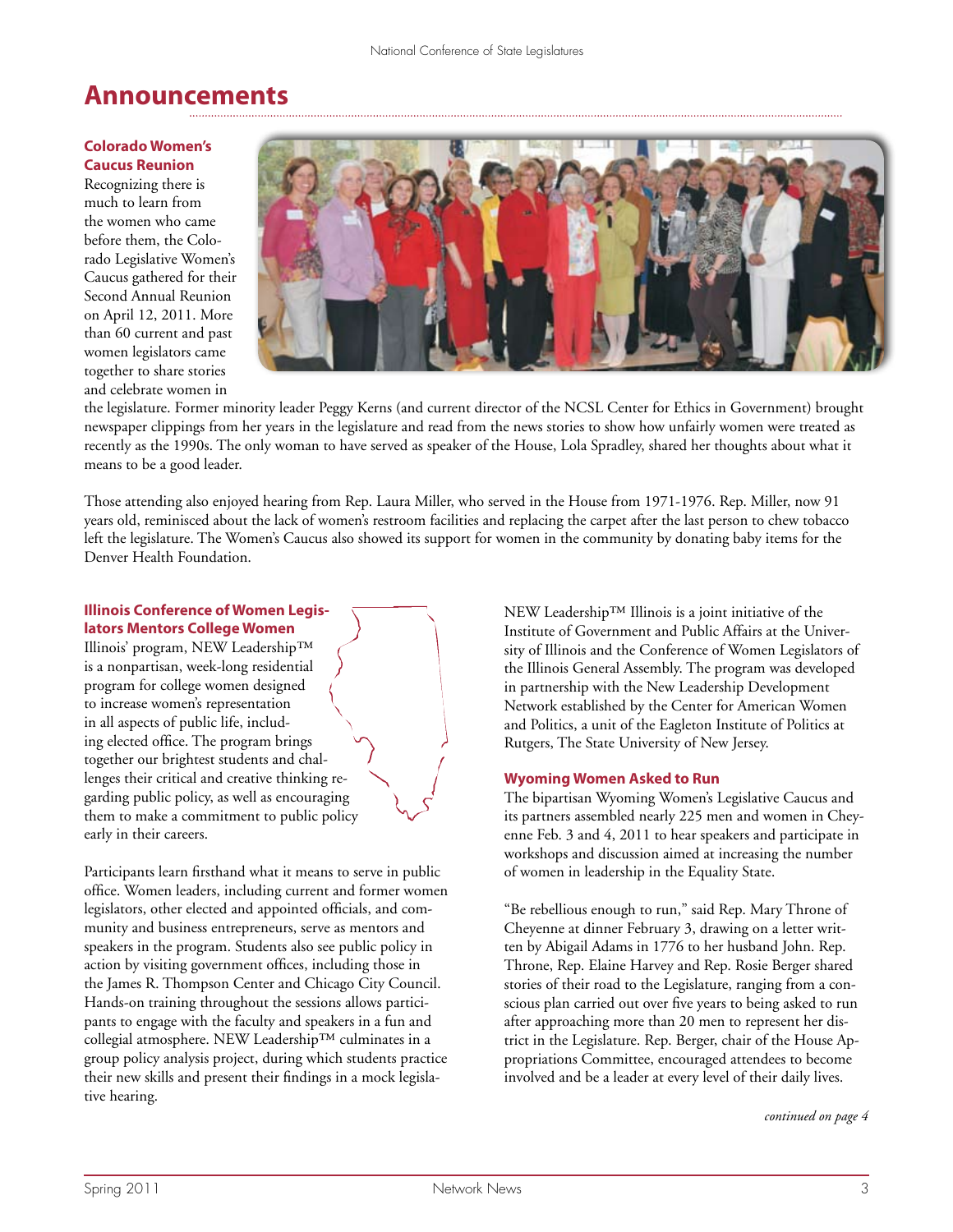# Announcements

### Colorado Women's Caucus Reunion

Recognizing there is much to learn from the women who came before them, the Colorado Legislative Women's Caucus gathered for their Second Annual Reunion on April 12, 2011. More than 60 current and past women legislators came together to share stories and celebrate women in the legislature. Former minority leader Peggy Kerns (and current director of the NCSL Center for Ethics in Government) brought newspaper clippings from her years in the legislature and read from the news stories to show how unfairly women were treated as recently as the 1990s. The only woman to have served as speaker of the House, Lola Spradley, shared her thoughts about what it means to be a good leader.

Those attending also enjoyed hearing from Rep. Laura Miller, who served in the House from 1971-1976. Rep. Miller, now 91 years old, reminisced about the lack of women's restroom facilities and replacing the carpet after the last person to chew tobacco left the legislature. The Women's Caucus also showed its support for women in the community by donating baby items for the Denver Health Foundation.

### Illinois Conference of Women Legislators Mentors College Women

Illinois' program, NEW Leadership™ is a nonpartisan, week-long residential program for college women designed to increase women's representation in all aspects of public life, including elected office. The program brings together our brightest students and challenges their critical and creative thinking regarding public policy, as well as encouraging them to make a commitment to public policy early in their careers.

Participants learn firsthand what it means to serve in public office. Women leaders, including current and former women legislators, other elected and appointed officials, and community and business entrepreneurs, serve as mentors and speakers in the program. Students also see public policy in action by visiting government offices, including those in the James R. Thompson Center and Chicago City Council. Hands-on training throughout the sessions allows participants to engage with the faculty and speakers in a fun and collegial atmosphere. NEW Leadership™ culminates in a group policy analysis project, during which students practice their new skills and present their findings in a mock legislative hearing.

NEW Leadership™ Illinois is a joint initiative of the Institute of Government and Public Affairs at the University of Illinois and the Conference of Women Legislators of the Illinois General Assembly. The program was developed in partnership with the New Leadership Development Network established by the Center for American Women and Politics, a unit of the Eagleton Institute of Politics at Rutgers, The State University of New Jersey.

### Wyoming Women Asked to Run

The bipartisan Wyoming Women's Legislative Caucus and its partners assembled nearly 225 men and women in Cheyenne Feb. 3 and 4, 2011 to hear speakers and participate in workshops and discussion aimed at increasing the number of women in leadership in the Equality State.

"Be rebellious enough to run," said Rep. Mary Throne of Cheyenne at dinner February 3, drawing on a letter written by Abigail Adams in 1776 to her husband John. Rep. Throne, Rep. Elaine Harvey and Rep. Rosie Berger shared stories of their road to the Legislature, ranging from a conscious plan carried out over five years to being asked to run after approaching more than 20 men to represent her district in the Legislature. Rep. Berger, chair of the House Appropriations Committee, encouraged attendees to become involved and be a leader at every level of their daily lives.

*continued on page 4*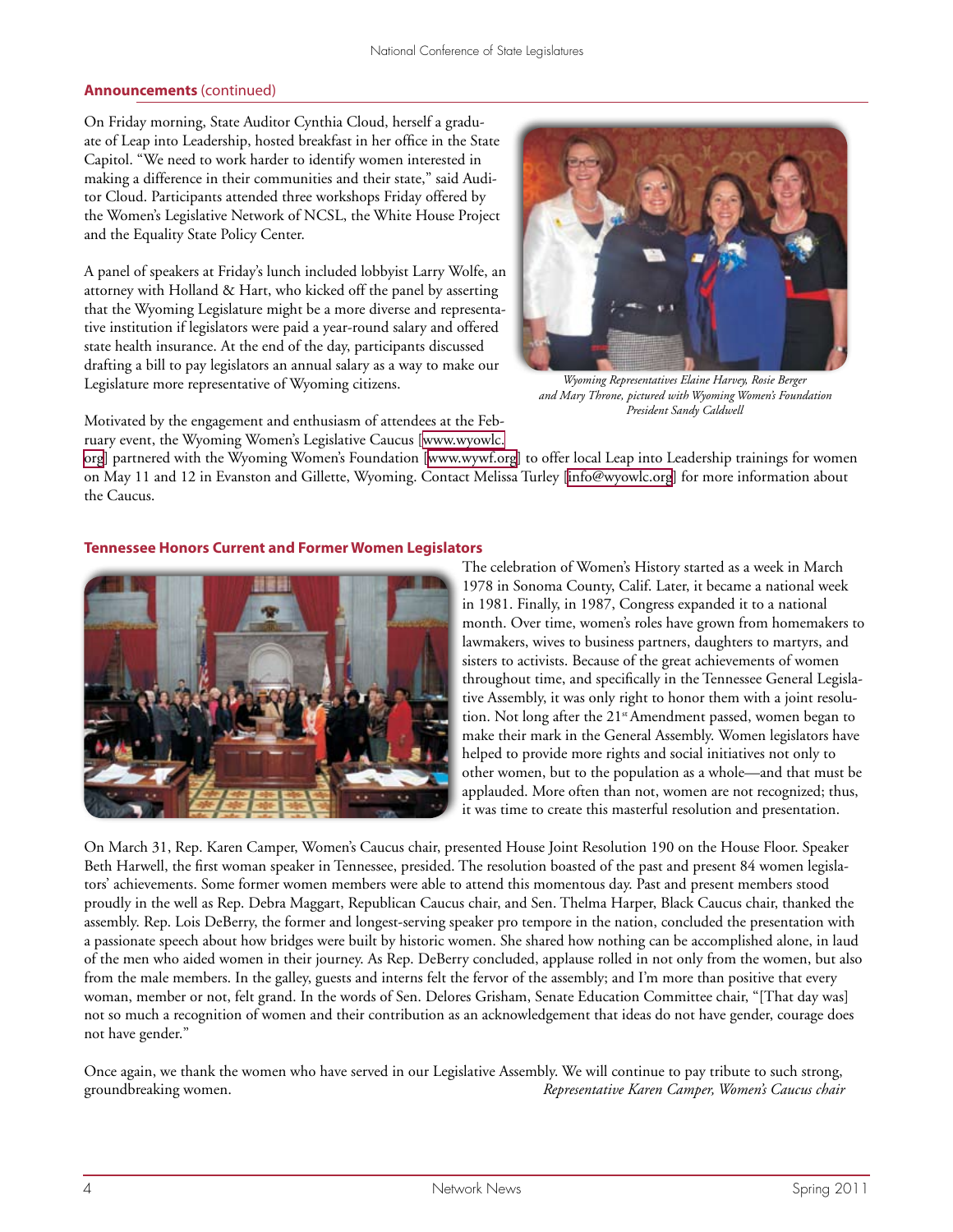**Announcements** (continued)

On Friday morning, State Auditor Cynthia Cloud, herself a graduate of Leap into Leadership, hosted breakfast in her office in the State Capitol. "We need to work harder to identify women interested in making a difference in their communities and their state," said Auditor Cloud. Participants attended three workshops Friday offered by the Women's Legislative Network of NCSL, the White House Project and the Equality State Policy Center.

A panel of speakers at Friday's lunch included lobbyist Larry Wolfe, an attorney with Holland & Hart, who kicked off the panel by asserting that the Wyoming Legislature might be a more diverse and representative institution if legislators were paid a year-round salary and offered state health insurance. At the end of the day, participants discussed drafting a bill to pay legislators an annual salary as a way to make our Legislature more representative of Wyoming citizens.

*Wyoming Representatives Elaine Harvey, Rosie Berger and Mary Throne, pictured with Wyoming Women's Foundation President Sandy Caldwell*

Motivated by the engagement and enthusiasm of attendees at the February event, the Wyoming Women's Legislative Caucus [www.wyowlc.org] partnered with the Wyoming Women's Foundation [www.wywf.org] to offer local Leap into Leadership trainings for women on May 11 and 12 in Evanston and Gillette, Wyoming. Contact Melissa Turley [info@wyowlc.org] for more information about the Caucus.

## Tennessee Honors Current and Former Women Legislators

The celebration of Women's History started as a week in March 1978 in Sonoma County, Calif. Later, it became a national week in 1981. Finally, in 1987, Congress expanded it to a national month. Over time, women's roles have grown from homemakers to lawmakers, wives to business partners, daughters to martyrs, and sisters to activists. Because of the great achievements of women throughout time, and specifically in the Tennessee General Legislative Assembly, it was only right to honor them with a joint resolution. Not long after the 21st Amendment passed, women began to make their mark in the General Assembly. Women legislators have helped to provide more rights and social initiatives not only to other women, but to the population as a whole—and that must be applauded. More often than not, women are not recognized; thus, it was time to create this masterful resolution and presentation.

On March 31, Rep. Karen Camper, Women's Caucus chair, presented House Joint Resolution 190 on the House Floor. Speaker Beth Harwell, the first woman speaker in Tennessee, presided. The resolution boasted of the past and present 84 women legislators' achievements. Some former women members were able to attend this momentous day. Past and present members stood proudly in the well as Rep. Debra Maggart, Republican Caucus chair, and Sen. Thelma Harper, Black Caucus chair, thanked the assembly. Rep. Lois DeBerry, the former and longest-serving speaker pro tempore in the nation, concluded the presentation with a passionate speech about how bridges were built by historic women. She shared how nothing can be accomplished alone, in laud of the men who aided women in their journey. As Rep. DeBerry concluded, applause rolled in not only from the women, but also from the male members. In the galley, guests and interns felt the fervor of the assembly; and I'm more than positive that every woman, member or not, felt grand. In the words of Sen. Delores Grisham, Senate Education Committee chair, "[That day was] not so much a recognition of women and their contribution as an acknowledgement that ideas do not have gender, courage does not have gender."

Once again, we thank the women who have served in our Legislative Assembly. We will continue to pay tribute to such strong, groundbreaking women.

*Representative Karen Camper, Women's Caucus chair*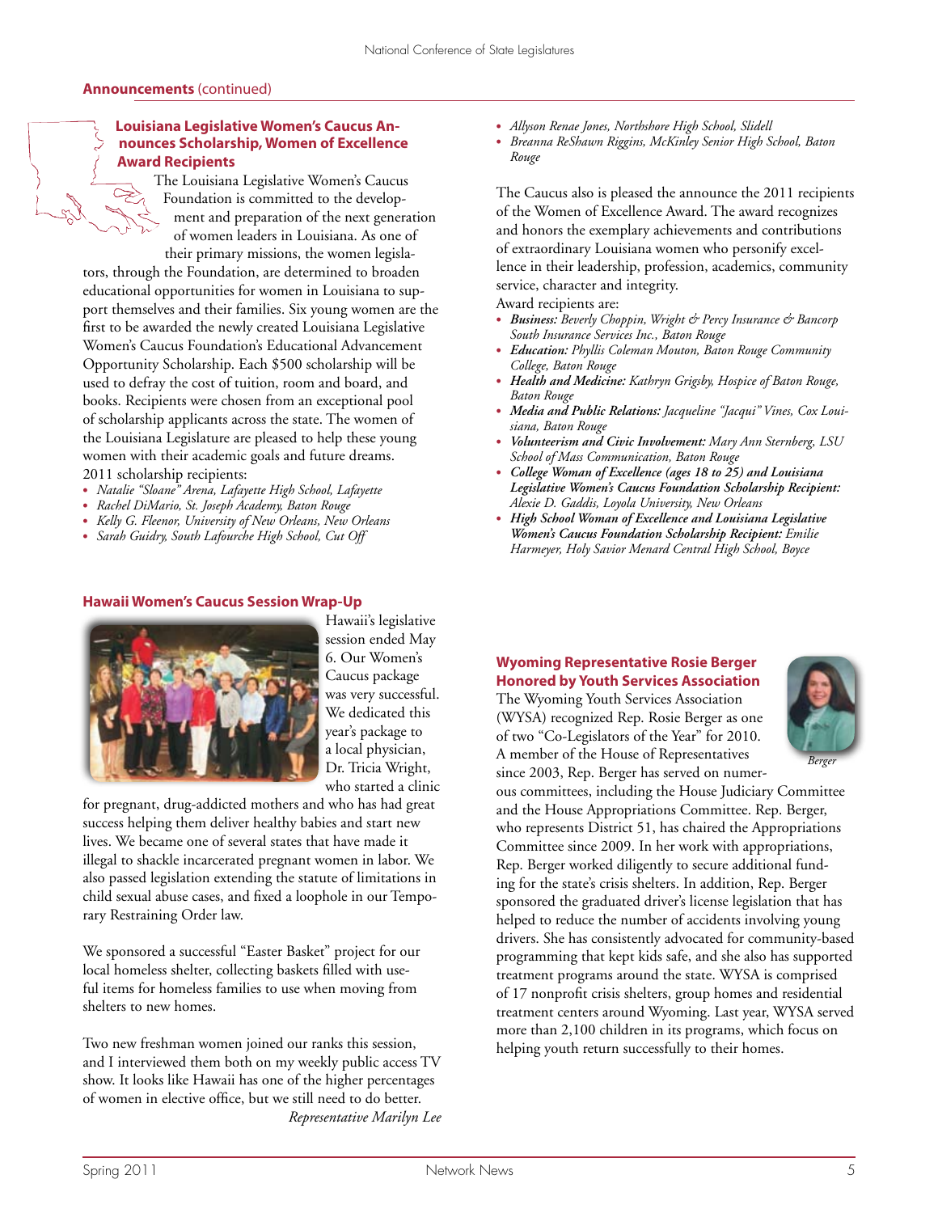**Announcements** (continued)

### Louisiana Legislative Women's Caucus Announces Scholarship, Women of Excellence Award Recipients

The Louisiana Legislative Women's Caucus Foundation is committed to the development and preparation of the next generation of women leaders in Louisiana. As one of their primary missions, the women legislators, through the Foundation, are determined to broaden educational opportunities for women in Louisiana to support themselves and their families. Six young women are the first to be awarded the newly created Louisiana Legislative Women's Caucus Foundation's Educational Advancement Opportunity Scholarship. Each $500 scholarship will be used to defray the cost of tuition, room and board, and books. Recipients were chosen from an exceptional pool of scholarship applicants across the state. The women of the Louisiana Legislature are pleased to help these young women with their academic goals and future dreams.

2011 scholarship recipients:

- *Natalie "Sloane" Arena, Lafayette High School, Lafayette*
- *Rachel DiMario, St. Joseph Academy, Baton Rouge*
- *Kelly G. Fleenor, University of New Orleans, New Orleans*
- *Sarah Guidry, South Lafourche High School, Cut Off*
- *Allyson Renae Jones, Northshore High School, Slidell*
- *Breanna ReShawn Riggins, McKinley Senior High School, Baton Rouge*

The Caucus also is pleased the announce the 2011 recipients of the Women of Excellence Award. The award recognizes and honors the exemplary achievements and contributions of extraordinary Louisiana women who personify excellence in their leadership, profession, academics, community service, character and integrity.

Award recipients are:

- ***Business:*** *Beverly Choppin, Wright & Percy Insurance & Bancorp South Insurance Services Inc., Baton Rouge*
- ***Education:*** *Phyllis Coleman Mouton, Baton Rouge Community College, Baton Rouge*
- ***Health and Medicine:*** *Kathryn Grigsby, Hospice of Baton Rouge, Baton Rouge*
- ***Media and Public Relations:*** *Jacqueline "Jacqui" Vines, Cox Louisiana, Baton Rouge*
- ***Volunteerism and Civic Involvement:*** *Mary Ann Sternberg, LSU School of Mass Communication, Baton Rouge*
- ***College Woman of Excellence (ages 18 to 25) and Louisiana Legislative Women's Caucus Foundation Scholarship Recipient:*** *Alexie D. Gaddis, Loyola University, New Orleans*
- ***High School Woman of Excellence and Louisiana Legislative Women's Caucus Foundation Scholarship Recipient:*** *Emilie Harmeyer, Holy Savior Menard Central High School, Boyce*

### Hawaii Women's Caucus Session Wrap-Up

Hawaii's legislative session ended May 6. Our Women's Caucus package was very successful. We dedicated this year's package to a local physician, Dr. Tricia Wright, who started a clinic for pregnant, drug-addicted mothers and who has had great success helping them deliver healthy babies and start new lives. We became one of several states that have made it illegal to shackle incarcerated pregnant women in labor. We also passed legislation extending the statute of limitations in child sexual abuse cases, and fixed a loophole in our Temporary Restraining Order law.

We sponsored a successful "Easter Basket" project for our local homeless shelter, collecting baskets filled with useful items for homeless families to use when moving from shelters to new homes.

Two new freshman women joined our ranks this session, and I interviewed them both on my weekly public access TV show. It looks like Hawaii has one of the higher percentages of women in elective office, but we still need to do better.

*Representative Marilyn Lee*

### Wyoming Representative Rosie Berger Honored by Youth Services Association

*Berger*

The Wyoming Youth Services Association (WYSA) recognized Rep. Rosie Berger as one of two "Co-Legislators of the Year" for 2010. A member of the House of Representatives since 2003, Rep. Berger has served on numerous committees, including the House Judiciary Committee and the House Appropriations Committee. Rep. Berger, who represents District 51, has chaired the Appropriations Committee since 2009. In her work with appropriations, Rep. Berger worked diligently to secure additional funding for the state's crisis shelters. In addition, Rep. Berger sponsored the graduated driver's license legislation that has helped to reduce the number of accidents involving young drivers. She has consistently advocated for community-based programming that kept kids safe, and she also has supported treatment programs around the state. WYSA is comprised of 17 nonprofit crisis shelters, group homes and residential treatment centers around Wyoming. Last year, WYSA served more than 2,100 children in its programs, which focus on helping youth return successfully to their homes.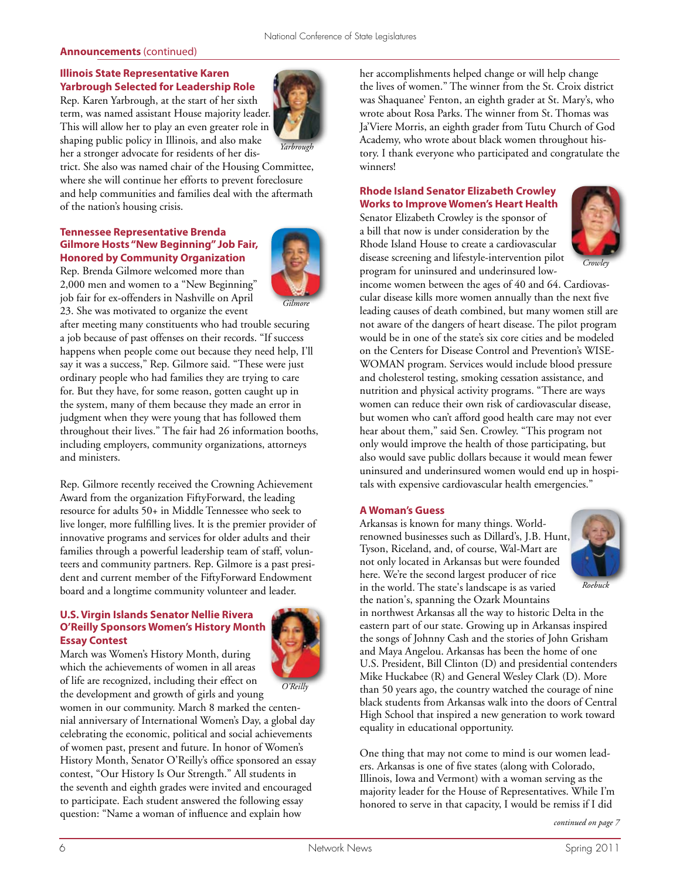**Announcements** (continued)

### Illinois State Representative Karen Yarbrough Selected for Leadership Role

Rep. Karen Yarbrough, at the start of her sixth term, was named assistant House majority leader. This will allow her to play an even greater role in shaping public policy in Illinois, and also make her a stronger advocate for residents of her district. She also was named chair of the Housing Committee, where she will continue her efforts to prevent foreclosure and help communities and families deal with the aftermath of the nation's housing crisis.

*Yarbrough*

### Tennessee Representative Brenda Gilmore Hosts "New Beginning" Job Fair, Honored by Community Organization

Rep. Brenda Gilmore welcomed more than 2,000 men and women to a "New Beginning" job fair for ex-offenders in Nashville on April 23. She was motivated to organize the event after meeting many constituents who had trouble securing a job because of past offenses on their records. "If success happens when people come out because they need help, I'll say it was a success," Rep. Gilmore said. "These were just ordinary people who had families they are trying to care for. But they have, for some reason, gotten caught up in the system, many of them because they made an error in judgment when they were young that has followed them throughout their lives." The fair had 26 information booths, including employers, community organizations, attorneys and ministers.

*Gilmore*

Rep. Gilmore recently received the Crowning Achievement Award from the organization FiftyForward, the leading resource for adults 50+ in Middle Tennessee who seek to live longer, more fulfilling lives. It is the premier provider of innovative programs and services for older adults and their families through a powerful leadership team of staff, volunteers and community partners. Rep. Gilmore is a past president and current member of the FiftyForward Endowment board and a longtime community volunteer and leader.

### U.S. Virgin Islands Senator Nellie Rivera O'Reilly Sponsors Women's History Month Essay Contest

March was Women's History Month, during which the achievements of women in all areas of life are recognized, including their effect on the development and growth of girls and young women in our community. March 8 marked the centennial anniversary of International Women's Day, a global day celebrating the economic, political and social achievements of women past, present and future. In honor of Women's History Month, Senator O'Reilly's office sponsored an essay contest, "Our History Is Our Strength." All students in the seventh and eighth grades were invited and encouraged to participate. Each student answered the following essay question: "Name a woman of influence and explain how her accomplishments helped change or will help change the lives of women." The winner from the St. Croix district was Shaquanee' Fenton, an eighth grader at St. Mary's, who wrote about Rosa Parks. The winner from St. Thomas was Ja'Viere Morris, an eighth grader from Tutu Church of God Academy, who wrote about black women throughout history. I thank everyone who participated and congratulate the winners!

*O'Reilly*

### Rhode Island Senator Elizabeth Crowley Works to Improve Women's Heart Health

Senator Elizabeth Crowley is the sponsor of a bill that now is under consideration by the Rhode Island House to create a cardiovascular disease screening and lifestyle-intervention pilot program for uninsured and underinsured low-income women between the ages of 40 and 64. Cardiovascular disease kills more women annually than the next five leading causes of death combined, but many women still are not aware of the dangers of heart disease. The pilot program would be in one of the state's six core cities and be modeled on the Centers for Disease Control and Prevention's WISEWOMAN program. Services would include blood pressure and cholesterol testing, smoking cessation assistance, and nutrition and physical activity programs. "There are ways women can reduce their own risk of cardiovascular disease, but women who can't afford good health care may not ever hear about them," said Sen. Crowley. "This program not only would improve the health of those participating, but also would save public dollars because it would mean fewer uninsured and underinsured women would end up in hospitals with expensive cardiovascular health emergencies."

*Crowley*

### A Woman's Guess

Arkansas is known for many things. World-renowned businesses such as Dillard's, J.B. Hunt, Tyson, Riceland, and, of course, Wal-Mart are not only located in Arkansas but were founded here. We're the second largest producer of rice in the world. The state's landscape is as varied the nation's, spanning the Ozark Mountains in northwest Arkansas all the way to historic Delta in the eastern part of our state. Growing up in Arkansas inspired the songs of Johnny Cash and the stories of John Grisham and Maya Angelou. Arkansas has been the home of one U.S. President, Bill Clinton (D) and presidential contenders Mike Huckabee (R) and General Wesley Clark (D). More than 50 years ago, the country watched the courage of nine black students from Arkansas walk into the doors of Central High School that inspired a new generation to work toward equality in educational opportunity.

*Roebuck*

One thing that may not come to mind is our women leaders. Arkansas is one of five states (along with Colorado, Illinois, Iowa and Vermont) with a woman serving as the majority leader for the House of Representatives. While I'm honored to serve in that capacity, I would be remiss if I did

*continued on page 7*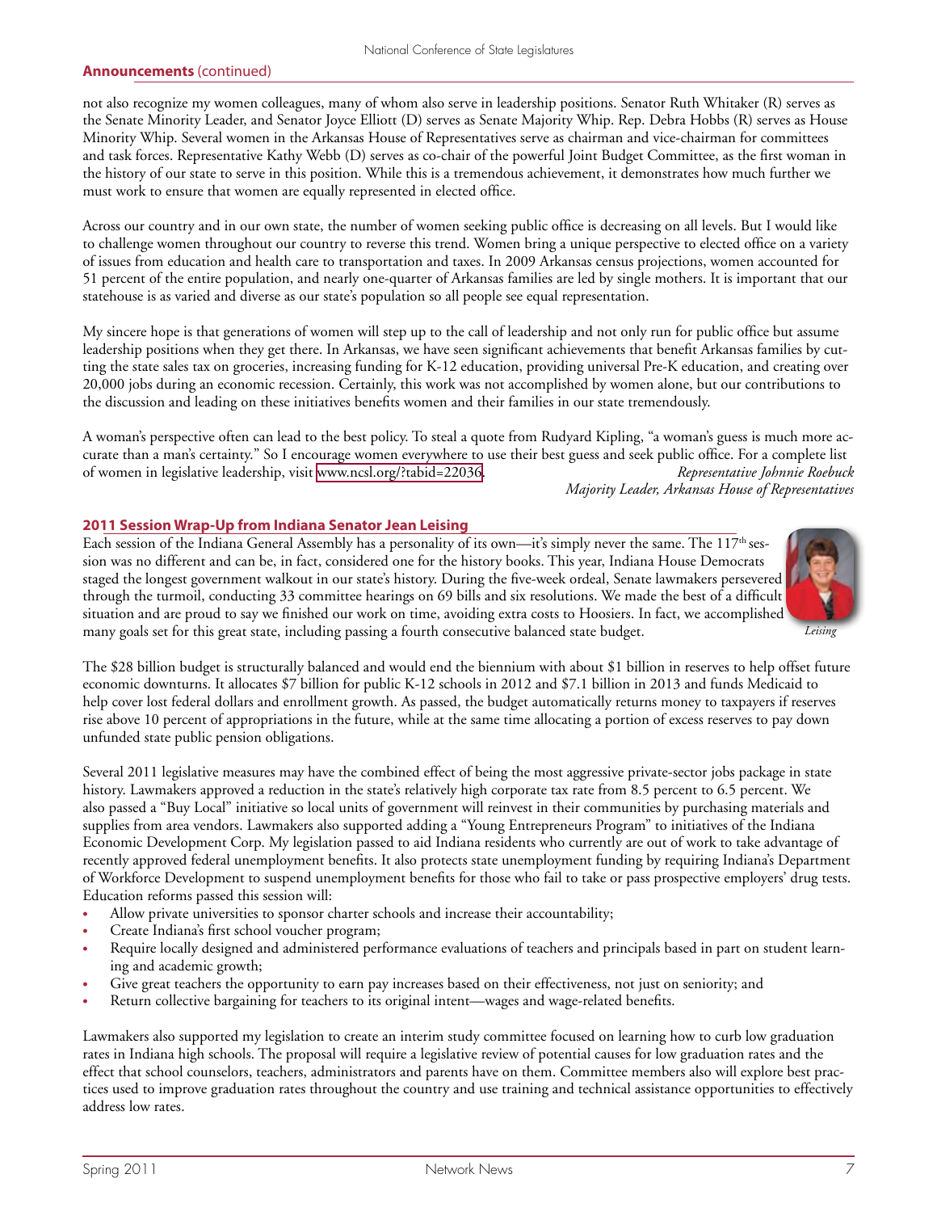**Announcements** (continued)

not also recognize my women colleagues, many of whom also serve in leadership positions. Senator Ruth Whitaker (R) serves as the Senate Minority Leader, and Senator Joyce Elliott (D) serves as Senate Majority Whip. Rep. Debra Hobbs (R) serves as House Minority Whip. Several women in the Arkansas House of Representatives serve as chairman and vice-chairman for committees and task forces. Representative Kathy Webb (D) serves as co-chair of the powerful Joint Budget Committee, as the first woman in the history of our state to serve in this position. While this is a tremendous achievement, it demonstrates how much further we must work to ensure that women are equally represented in elected office.

Across our country and in our own state, the number of women seeking public office is decreasing on all levels. But I would like to challenge women throughout our country to reverse this trend. Women bring a unique perspective to elected office on a variety of issues from education and health care to transportation and taxes. In 2009 Arkansas census projections, women accounted for 51 percent of the entire population, and nearly one-quarter of Arkansas families are led by single mothers. It is important that our statehouse is as varied and diverse as our state's population so all people see equal representation.

My sincere hope is that generations of women will step up to the call of leadership and not only run for public office but assume leadership positions when they get there. In Arkansas, we have seen significant achievements that benefit Arkansas families by cutting the state sales tax on groceries, increasing funding for K-12 education, providing universal Pre-K education, and creating over 20,000 jobs during an economic recession. Certainly, this work was not accomplished by women alone, but our contributions to the discussion and leading on these initiatives benefits women and their families in our state tremendously.

A woman's perspective often can lead to the best policy. To steal a quote from Rudyard Kipling, "a woman's guess is much more accurate than a man's certainty." So I encourage women everywhere to use their best guess and seek public office. For a complete list of women in legislative leadership, visit www.ncsl.org/?tabid=22036.

*Representative Johnnie Roebuck*
*Majority Leader, Arkansas House of Representatives*

## 2011 Session Wrap-Up from Indiana Senator Jean Leising

Each session of the Indiana General Assembly has a personality of its own—it's simply never the same. The 117th session was no different and can be, in fact, considered one for the history books. This year, Indiana House Democrats staged the longest government walkout in our state's history. During the five-week ordeal, Senate lawmakers persevered through the turmoil, conducting 33 committee hearings on 69 bills and six resolutions. We made the best of a difficult situation and are proud to say we finished our work on time, avoiding extra costs to Hoosiers. In fact, we accomplished many goals set for this great state, including passing a fourth consecutive balanced state budget.

*Leising*

The $28 billion budget is structurally balanced and would end the biennium with about $1 billion in reserves to help offset future economic downturns. It allocates $7 billion for public K-12 schools in 2012 and $7.1 billion in 2013 and funds Medicaid to help cover lost federal dollars and enrollment growth. As passed, the budget automatically returns money to taxpayers if reserves rise above 10 percent of appropriations in the future, while at the same time allocating a portion of excess reserves to pay down unfunded state public pension obligations.

Several 2011 legislative measures may have the combined effect of being the most aggressive private-sector jobs package in state history. Lawmakers approved a reduction in the state's relatively high corporate tax rate from 8.5 percent to 6.5 percent. We also passed a "Buy Local" initiative so local units of government will reinvest in their communities by purchasing materials and supplies from area vendors. Lawmakers also supported adding a "Young Entrepreneurs Program" to initiatives of the Indiana Economic Development Corp. My legislation passed to aid Indiana residents who currently are out of work to take advantage of recently approved federal unemployment benefits. It also protects state unemployment funding by requiring Indiana's Department of Workforce Development to suspend unemployment benefits for those who fail to take or pass prospective employers' drug tests.

Education reforms passed this session will:

- Allow private universities to sponsor charter schools and increase their accountability;
- Create Indiana's first school voucher program;
- Require locally designed and administered performance evaluations of teachers and principals based in part on student learning and academic growth;
- Give great teachers the opportunity to earn pay increases based on their effectiveness, not just on seniority; and
- Return collective bargaining for teachers to its original intent—wages and wage-related benefits.

Lawmakers also supported my legislation to create an interim study committee focused on learning how to curb low graduation rates in Indiana high schools. The proposal will require a legislative review of potential causes for low graduation rates and the effect that school counselors, teachers, administrators and parents have on them. Committee members also will explore best practices used to improve graduation rates throughout the country and use training and technical assistance opportunities to effectively address low rates.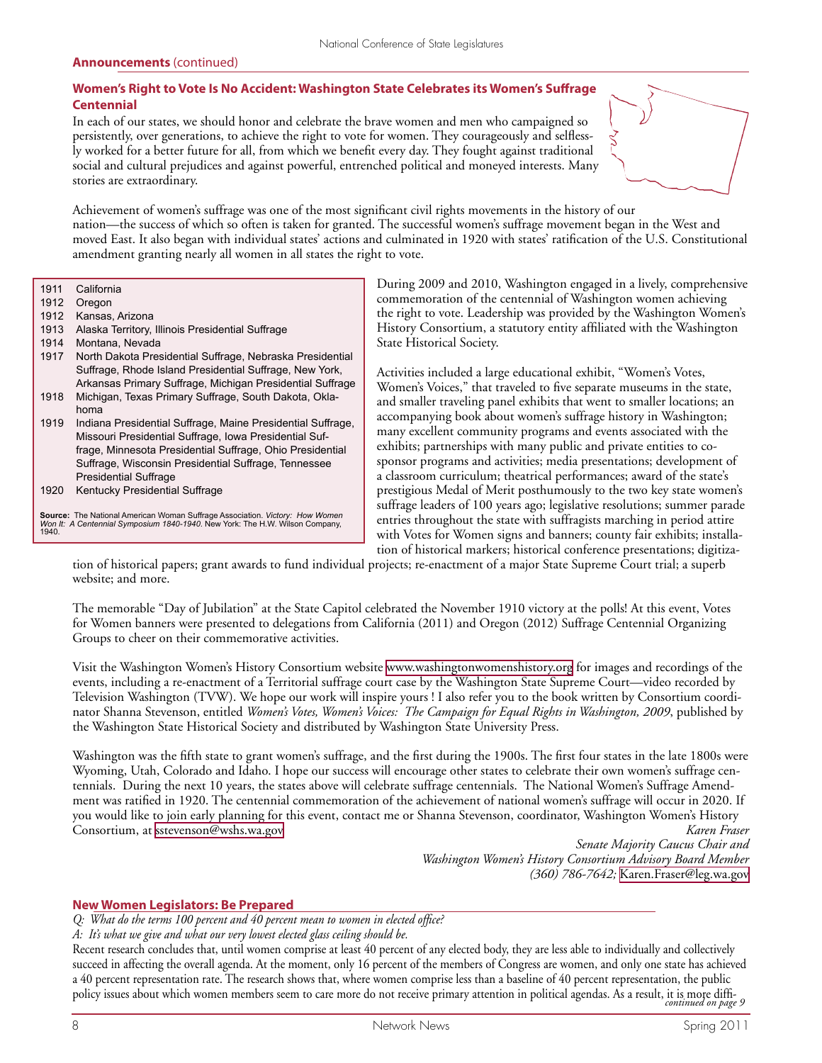**Announcements** (continued)

## Women's Right to Vote Is No Accident: Washington State Celebrates its Women's Suffrage Centennial

In each of our states, we should honor and celebrate the brave women and men who campaigned so persistently, over generations, to achieve the right to vote for women. They courageously and selflessly worked for a better future for all, from which we benefit every day. They fought against traditional social and cultural prejudices and against powerful, entrenched political and moneyed interests. Many stories are extraordinary.

Achievement of women's suffrage was one of the most significant civil rights movements in the history of our nation—the success of which so often is taken for granted. The successful women's suffrage movement began in the West and moved East. It also began with individual states' actions and culminated in 1920 with states' ratification of the U.S. Constitutional amendment granting nearly all women in all states the right to vote.

| Year | States |
|---|---|
| 1911 | California |
| 1912 | Oregon |
| 1912 | Kansas, Arizona |
| 1913 | Alaska Territory, Illinois Presidential Suffrage |
| 1914 | Montana, Nevada |
| 1917 | North Dakota Presidential Suffrage, Nebraska Presidential Suffrage, Rhode Island Presidential Suffrage, New York, Arkansas Primary Suffrage, Michigan Presidential Suffrage |
| 1918 | Michigan, Texas Primary Suffrage, South Dakota, Oklahoma |
| 1919 | Indiana Presidential Suffrage, Maine Presidential Suffrage, Missouri Presidential Suffrage, Iowa Presidential Suffrage, Minnesota Presidential Suffrage, Ohio Presidential Suffrage, Wisconsin Presidential Suffrage, Tennessee Presidential Suffrage |
| 1920 | Kentucky Presidential Suffrage |

**Source:** The National American Woman Suffrage Association. *Victory: How Women Won It: A Centennial Symposium 1840-1940*. New York: The H.W. Wilson Company, 1940.

During 2009 and 2010, Washington engaged in a lively, comprehensive commemoration of the centennial of Washington women achieving the right to vote. Leadership was provided by the Washington Women's History Consortium, a statutory entity affiliated with the Washington State Historical Society.

Activities included a large educational exhibit, "Women's Votes, Women's Voices," that traveled to five separate museums in the state, and smaller traveling panel exhibits that went to smaller locations; an accompanying book about women's suffrage history in Washington; many excellent community programs and events associated with the exhibits; partnerships with many public and private entities to co-sponsor programs and activities; media presentations; development of a classroom curriculum; theatrical performances; award of the state's prestigious Medal of Merit posthumously to the two key state women's suffrage leaders of 100 years ago; legislative resolutions; summer parade entries throughout the state with suffragists marching in period attire with Votes for Women signs and banners; county fair exhibits; installation of historical markers; historical conference presentations; digitization of historical papers; grant awards to fund individual projects; re-enactment of a major State Supreme Court trial; a superb website; and more.

The memorable "Day of Jubilation" at the State Capitol celebrated the November 1910 victory at the polls! At this event, Votes for Women banners were presented to delegations from California (2011) and Oregon (2012) Suffrage Centennial Organizing Groups to cheer on their commemorative activities.

Visit the Washington Women's History Consortium website www.washingtonwomenshistory.org for images and recordings of the events, including a re-enactment of a Territorial suffrage court case by the Washington State Supreme Court—video recorded by Television Washington (TVW). We hope our work will inspire yours ! I also refer you to the book written by Consortium coordinator Shanna Stevenson, entitled *Women's Votes, Women's Voices: The Campaign for Equal Rights in Washington, 2009*, published by the Washington State Historical Society and distributed by Washington State University Press.

Washington was the fifth state to grant women's suffrage, and the first during the 1900s. The first four states in the late 1800s were Wyoming, Utah, Colorado and Idaho. I hope our success will encourage other states to celebrate their own women's suffrage centennials. During the next 10 years, the states above will celebrate suffrage centennials. The National Women's Suffrage Amendment was ratified in 1920. The centennial commemoration of the achievement of national women's suffrage will occur in 2020. If you would like to join early planning for this event, contact me or Shanna Stevenson, coordinator, Washington Women's History Consortium, at sstevenson@wshs.wa.gov

*Karen Fraser*
*Senate Majority Caucus Chair and*
*Washington Women's History Consortium Advisory Board Member*
*(360) 786-7642;* Karen.Fraser@leg.wa.gov

## New Women Legislators: Be Prepared

*Q: What do the terms 100 percent and 40 percent mean to women in elected office?*
*A: It's what we give and what our very lowest elected glass ceiling should be.*

Recent research concludes that, until women comprise at least 40 percent of any elected body, they are less able to individually and collectively succeed in affecting the overall agenda. At the moment, only 16 percent of the members of Congress are women, and only one state has achieved a 40 percent representation rate. The research shows that, where women comprise less than a baseline of 40 percent representation, the public policy issues about which women members seem to care more do not receive primary attention in political agendas. As a result, it is more diffi-

*continued on page 9*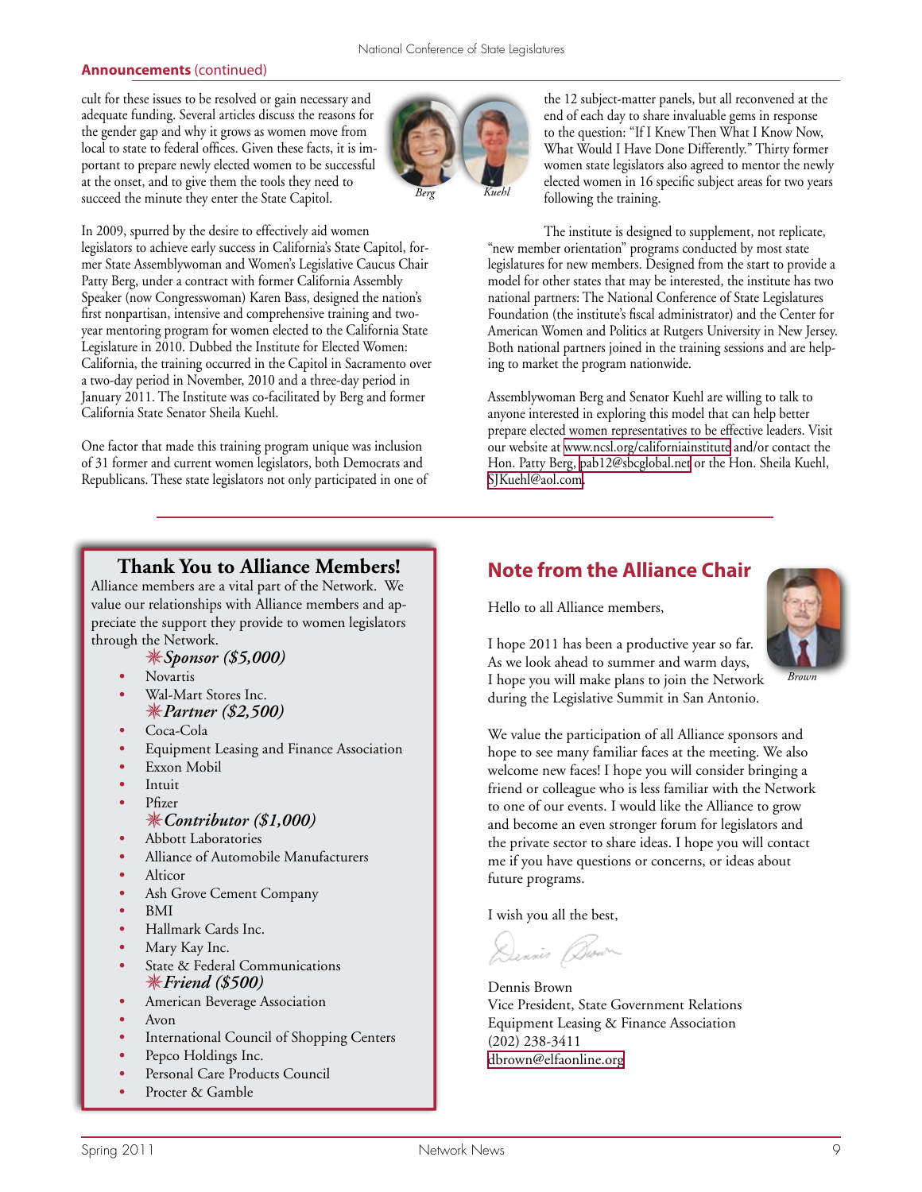**Announcements** (continued)

cult for these issues to be resolved or gain necessary and adequate funding. Several articles discuss the reasons for the gender gap and why it grows as women move from local to state to federal offices. Given these facts, it is important to prepare newly elected women to be successful at the onset, and to give them the tools they need to succeed the minute they enter the State Capitol.

*Berg* *Kuehl*

In 2009, spurred by the desire to effectively aid women legislators to achieve early success in California's State Capitol, former State Assemblywoman and Women's Legislative Caucus Chair Patty Berg, under a contract with former California Assembly Speaker (now Congresswoman) Karen Bass, designed the nation's first nonpartisan, intensive and comprehensive training and two-year mentoring program for women elected to the California State Legislature in 2010. Dubbed the Institute for Elected Women: California, the training occurred in the Capitol in Sacramento over a two-day period in November, 2010 and a three-day period in January 2011. The Institute was co-facilitated by Berg and former California State Senator Sheila Kuehl.

One factor that made this training program unique was inclusion of 31 former and current women legislators, both Democrats and Republicans. These state legislators not only participated in one of the 12 subject-matter panels, but all reconvened at the end of each day to share invaluable gems in response to the question: "If I Knew Then What I Know Now, What Would I Have Done Differently." Thirty former women state legislators also agreed to mentor the newly elected women in 16 specific subject areas for two years following the training.

The institute is designed to supplement, not replicate, "new member orientation" programs conducted by most state legislatures for new members. Designed from the start to provide a model for other states that may be interested, the institute has two national partners: The National Conference of State Legislatures Foundation (the institute's fiscal administrator) and the Center for American Women and Politics at Rutgers University in New Jersey. Both national partners joined in the training sessions and are helping to market the program nationwide.

Assemblywoman Berg and Senator Kuehl are willing to talk to anyone interested in exploring this model that can help better prepare elected women representatives to be effective leaders. Visit our website at www.ncsl.org/californiainstitute and/or contact the Hon. Patty Berg, pab12@sbcglobal.net or the Hon. Sheila Kuehl, SJKuehl@aol.com.

## Thank You to Alliance Members!

Alliance members are a vital part of the Network. We value our relationships with Alliance members and appreciate the support they provide to women legislators through the Network.

***Sponsor ($5,000)***

- Novartis
- Wal-Mart Stores Inc.

***Partner ($2,500)***

- Coca-Cola
- Equipment Leasing and Finance Association
- Exxon Mobil
- Intuit
- Pfizer

***Contributor ($1,000)***

- Abbott Laboratories
- Alliance of Automobile Manufacturers
- Alticor
- Ash Grove Cement Company
- BMI
- Hallmark Cards Inc.
- Mary Kay Inc.
- State & Federal Communications

***Friend ($500)***

- American Beverage Association
- Avon
- International Council of Shopping Centers
- Pepco Holdings Inc.
- Personal Care Products Council
- Procter & Gamble

## Note from the Alliance Chair

*Brown*

Hello to all Alliance members,

I hope 2011 has been a productive year so far. As we look ahead to summer and warm days, I hope you will make plans to join the Network during the Legislative Summit in San Antonio.

We value the participation of all Alliance sponsors and hope to see many familiar faces at the meeting. We also welcome new faces! I hope you will consider bringing a friend or colleague who is less familiar with the Network to one of our events. I would like the Alliance to grow and become an even stronger forum for legislators and the private sector to share ideas. I hope you will contact me if you have questions or concerns, or ideas about future programs.

I wish you all the best,

Dennis Brown
Vice President, State Government Relations
Equipment Leasing & Finance Association
(202) 238-3411
dbrown@elfaonline.org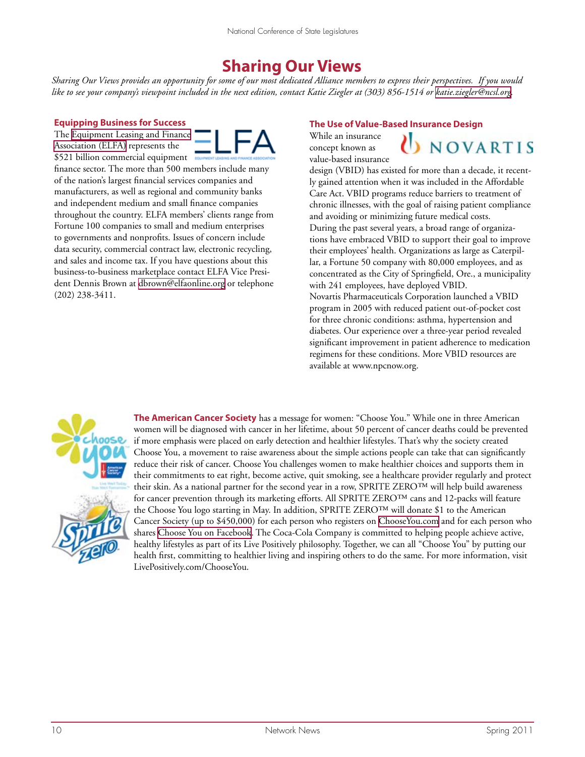# Sharing Our Views

*Sharing Our Views provides an opportunity for some of our most dedicated Alliance members to express their perspectives. If you would like to see your company's viewpoint included in the next edition, contact Katie Ziegler at (303) 856-1514 or katie.ziegler@ncsl.org.*

## Equipping Business for Success

The Equipment Leasing and Finance Association (ELFA) represents the $521 billion commercial equipment finance sector. The more than 500 members include many of the nation's largest financial services companies and manufacturers, as well as regional and community banks and independent medium and small finance companies throughout the country. ELFA members' clients range from Fortune 100 companies to small and medium enterprises to governments and nonprofits. Issues of concern include data security, commercial contract law, electronic recycling, and sales and income tax. If you have questions about this business-to-business marketplace contact ELFA Vice President Dennis Brown at dbrown@elfaonline.org or telephone (202) 238-3411.

## The Use of Value-Based Insurance Design

While an insurance concept known as value-based insurance design (VBID) has existed for more than a decade, it recently gained attention when it was included in the Affordable Care Act. VBID programs reduce barriers to treatment of chronic illnesses, with the goal of raising patient compliance and avoiding or minimizing future medical costs.

During the past several years, a broad range of organizations have embraced VBID to support their goal to improve their employees' health. Organizations as large as Caterpillar, a Fortune 50 company with 80,000 employees, and as concentrated as the City of Springfield, Ore., a municipality with 241 employees, have deployed VBID.

Novartis Pharmaceuticals Corporation launched a VBID program in 2005 with reduced patient out-of-pocket cost for three chronic conditions: asthma, hypertension and diabetes. Our experience over a three-year period revealed significant improvement in patient adherence to medication regimens for these conditions. More VBID resources are available at www.npcnow.org.

**The American Cancer Society** has a message for women: "Choose You." While one in three American women will be diagnosed with cancer in her lifetime, about 50 percent of cancer deaths could be prevented if more emphasis were placed on early detection and healthier lifestyles. That's why the society created Choose You, a movement to raise awareness about the simple actions people can take that can significantly reduce their risk of cancer. Choose You challenges women to make healthier choices and supports them in their commitments to eat right, become active, quit smoking, see a healthcare provider regularly and protect their skin. As a national partner for the second year in a row, SPRITE ZERO™ will help build awareness for cancer prevention through its marketing efforts. All SPRITE ZERO™ cans and 12-packs will feature the Choose You logo starting in May. In addition, SPRITE ZERO™ will donate $1 to the American Cancer Society (up to $450,000) for each person who registers on ChooseYou.com and for each person who shares Choose You on Facebook. The Coca-Cola Company is committed to helping people achieve active, healthy lifestyles as part of its Live Positively philosophy. Together, we can all "Choose You" by putting our health first, committing to healthier living and inspiring others to do the same. For more information, visit LivePositively.com/ChooseYou.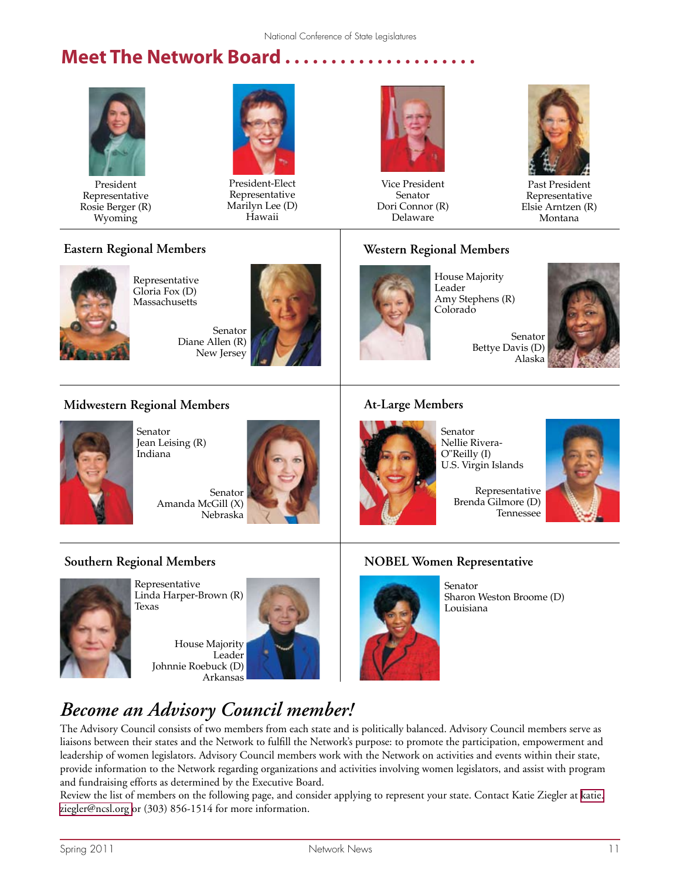## Meet The Network Board

President
Representative
Rosie Berger (R)
Wyoming

President-Elect
Representative
Marilyn Lee (D)
Hawaii

Vice President
Senator
Dori Connor (R)
Delaware

Past President
Representative
Elsie Arntzen (R)
Montana

### Eastern Regional Members

Representative
Gloria Fox (D)
Massachusetts

Senator
Diane Allen (R)
New Jersey

### Western Regional Members

House Majority Leader
Amy Stephens (R)
Colorado

Senator
Bettye Davis (D)
Alaska

### Midwestern Regional Members

Senator
Jean Leising (R)
Indiana

Senator
Amanda McGill (X)
Nebraska

### At-Large Members

Senator
Nellie Rivera-O'Reilly (I)
U.S. Virgin Islands

Representative
Brenda Gilmore (D)
Tennessee

### Southern Regional Members

Representative
Linda Harper-Brown (R)
Texas

House Majority Leader
Johnnie Roebuck (D)
Arkansas

### NOBEL Women Representative

Senator
Sharon Weston Broome (D)
Louisiana

## *Become an Advisory Council member!*

The Advisory Council consists of two members from each state and is politically balanced. Advisory Council members serve as liaisons between their states and the Network to fulfill the Network's purpose: to promote the participation, empowerment and leadership of women legislators. Advisory Council members work with the Network on activities and events within their state, provide information to the Network regarding organizations and activities involving women legislators, and assist with program and fundraising efforts as determined by the Executive Board.

Review the list of members on the following page, and consider applying to represent your state. Contact Katie Ziegler at katie.ziegler@ncsl.org or (303) 856-1514 for more information.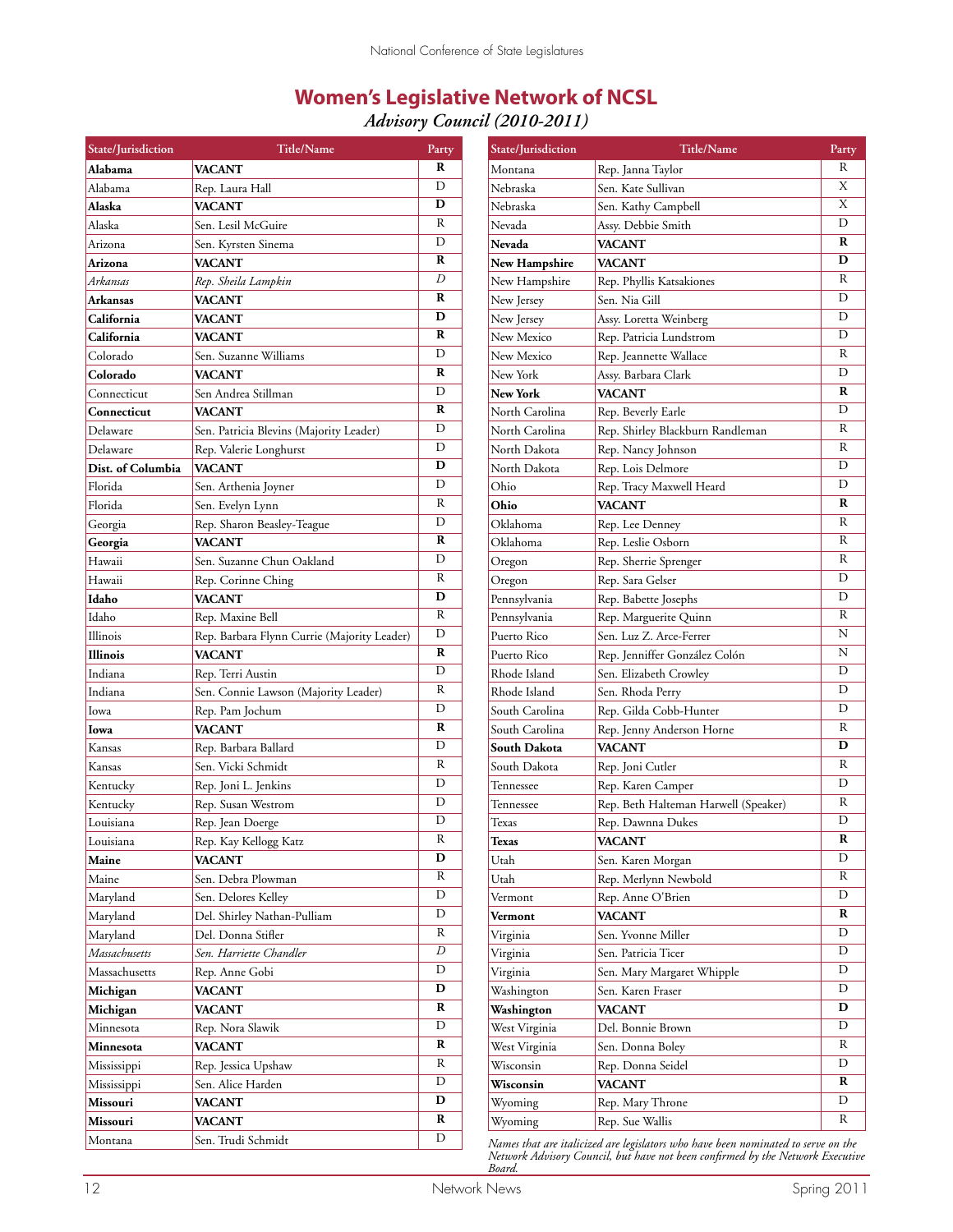# Women's Legislative Network of NCSL

*Advisory Council (2010-2011)*

| State/Jurisdiction | Title/Name | Party |
|---|---|---|
| **Alabama** | **VACANT** | **R** |
| Alabama | Rep. Laura Hall | D |
| **Alaska** | **VACANT** | **D** |
| Alaska | Sen. Lesil McGuire | R |
| Arizona | Sen. Kyrsten Sinema | D |
| **Arizona** | **VACANT** | **R** |
| *Arkansas* | *Rep. Sheila Lampkin* | *D* |
| **Arkansas** | **VACANT** | **R** |
| **California** | **VACANT** | **D** |
| **California** | **VACANT** | **R** |
| Colorado | Sen. Suzanne Williams | D |
| **Colorado** | **VACANT** | **R** |
| Connecticut | Sen Andrea Stillman | D |
| **Connecticut** | **VACANT** | **R** |
| Delaware | Sen. Patricia Blevins (Majority Leader) | D |
| Delaware | Rep. Valerie Longhurst | D |
| **Dist. of Columbia** | **VACANT** | **D** |
| Florida | Sen. Arthenia Joyner | D |
| Florida | Sen. Evelyn Lynn | R |
| Georgia | Rep. Sharon Beasley-Teague | D |
| **Georgia** | **VACANT** | **R** |
| Hawaii | Sen. Suzanne Chun Oakland | D |
| Hawaii | Rep. Corinne Ching | R |
| **Idaho** | **VACANT** | **D** |
| Idaho | Rep. Maxine Bell | R |
| Illinois | Rep. Barbara Flynn Currie (Majority Leader) | D |
| **Illinois** | **VACANT** | **R** |
| Indiana | Rep. Terri Austin | D |
| Indiana | Sen. Connie Lawson (Majority Leader) | R |
| Iowa | Rep. Pam Jochum | D |
| **Iowa** | **VACANT** | **R** |
| Kansas | Rep. Barbara Ballard | D |
| Kansas | Sen. Vicki Schmidt | R |
| Kentucky | Rep. Joni L. Jenkins | D |
| Kentucky | Rep. Susan Westrom | D |
| Louisiana | Rep. Jean Doerge | D |
| Louisiana | Rep. Kay Kellogg Katz | R |
| **Maine** | **VACANT** | **D** |
| Maine | Sen. Debra Plowman | R |
| Maryland | Sen. Delores Kelley | D |
| Maryland | Del. Shirley Nathan-Pulliam | D |
| Maryland | Del. Donna Stifler | R |
| *Massachusetts* | *Sen. Harriette Chandler* | *D* |
| Massachusetts | Rep. Anne Gobi | D |
| **Michigan** | **VACANT** | **D** |
| **Michigan** | **VACANT** | **R** |
| Minnesota | Rep. Nora Slawik | D |
| **Minnesota** | **VACANT** | **R** |
| Mississippi | Rep. Jessica Upshaw | R |
| Mississippi | Sen. Alice Harden | D |
| **Missouri** | **VACANT** | **D** |
| **Missouri** | **VACANT** | **R** |
| Montana | Sen. Trudi Schmidt | D |
| Montana | Rep. Janna Taylor | R |
| Nebraska | Sen. Kate Sullivan | X |
| Nebraska | Sen. Kathy Campbell | X |
| Nevada | Assy. Debbie Smith | D |
| **Nevada** | **VACANT** | **R** |
| **New Hampshire** | **VACANT** | **D** |
| New Hampshire | Rep. Phyllis Katsakiones | R |
| New Jersey | Sen. Nia Gill | D |
| New Jersey | Assy. Loretta Weinberg | D |
| New Mexico | Rep. Patricia Lundstrom | D |
| New Mexico | Rep. Jeannette Wallace | R |
| New York | Assy. Barbara Clark | D |
| **New York** | **VACANT** | **R** |
| North Carolina | Rep. Beverly Earle | D |
| North Carolina | Rep. Shirley Blackburn Randleman | R |
| North Dakota | Rep. Nancy Johnson | R |
| North Dakota | Rep. Lois Delmore | D |
| Ohio | Rep. Tracy Maxwell Heard | D |
| **Ohio** | **VACANT** | **R** |
| Oklahoma | Rep. Lee Denney | R |
| Oklahoma | Rep. Leslie Osborn | R |
| Oregon | Rep. Sherrie Sprenger | R |
| Oregon | Rep. Sara Gelser | D |
| Pennsylvania | Rep. Babette Josephs | D |
| Pennsylvania | Rep. Marguerite Quinn | R |
| Puerto Rico | Sen. Luz Z. Arce-Ferrer | N |
| Puerto Rico | Rep. Jenniffer González Colón | N |
| Rhode Island | Sen. Elizabeth Crowley | D |
| Rhode Island | Sen. Rhoda Perry | D |
| South Carolina | Rep. Gilda Cobb-Hunter | D |
| South Carolina | Rep. Jenny Anderson Horne | R |
| **South Dakota** | **VACANT** | **D** |
| South Dakota | Rep. Joni Cutler | R |
| Tennessee | Rep. Karen Camper | D |
| Tennessee | Rep. Beth Halteman Harwell (Speaker) | R |
| Texas | Rep. Dawnna Dukes | D |
| **Texas** | **VACANT** | **R** |
| Utah | Sen. Karen Morgan | D |
| Utah | Rep. Merlynn Newbold | R |
| Vermont | Rep. Anne O'Brien | D |
| **Vermont** | **VACANT** | **R** |
| Virginia | Sen. Yvonne Miller | D |
| Virginia | Sen. Patricia Ticer | D |
| Virginia | Sen. Mary Margaret Whipple | D |
| Washington | Sen. Karen Fraser | D |
| **Washington** | **VACANT** | **D** |
| West Virginia | Del. Bonnie Brown | D |
| West Virginia | Sen. Donna Boley | R |
| Wisconsin | Rep. Donna Seidel | D |
| **Wisconsin** | **VACANT** | **R** |
| Wyoming | Rep. Mary Throne | D |
| Wyoming | Rep. Sue Wallis | R |

*Names that are italicized are legislators who have been nominated to serve on the Network Advisory Council, but have not been confirmed by the Network Executive Board.*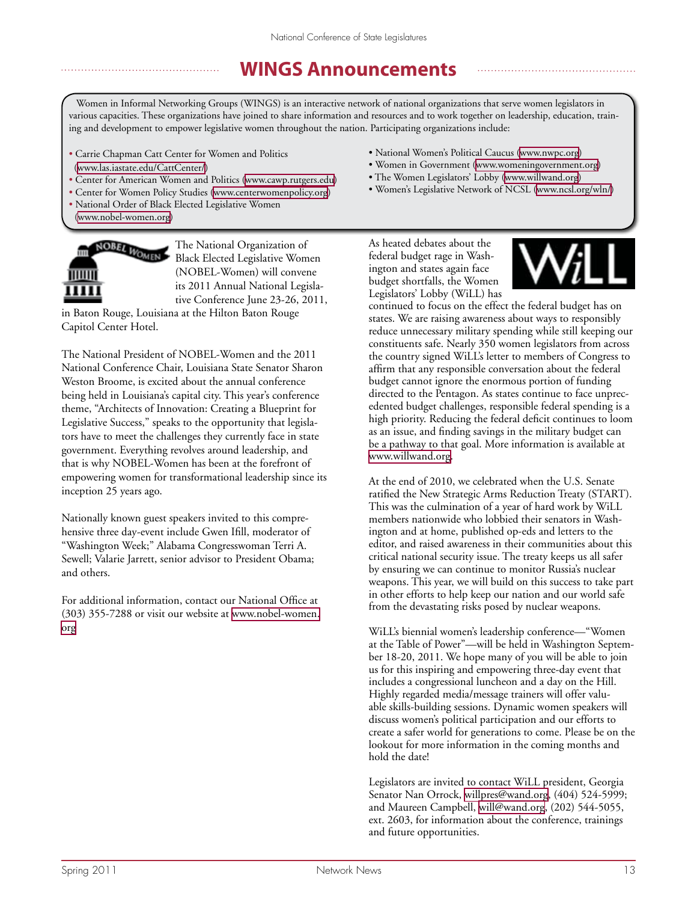# WINGS Announcements

Women in Informal Networking Groups (WINGS) is an interactive network of national organizations that serve women legislators in various capacities. These organizations have joined to share information and resources and to work together on leadership, education, training and development to empower legislative women throughout the nation. Participating organizations include:

- Carrie Chapman Catt Center for Women and Politics (www.las.iastate.edu/CattCenter/)
- Center for American Women and Politics (www.cawp.rutgers.edu)
- Center for Women Policy Studies (www.centerwomenpolicy.org)
- National Order of Black Elected Legislative Women (www.nobel-women.org)
- National Women's Political Caucus (www.nwpc.org)
- Women in Government (www.womeningovernment.org)
- The Women Legislators' Lobby (www.willwand.org)
- Women's Legislative Network of NCSL (www.ncsl.org/wln/)

The National Organization of Black Elected Legislative Women (NOBEL-Women) will convene its 2011 Annual National Legislative Conference June 23-26, 2011, in Baton Rouge, Louisiana at the Hilton Baton Rouge Capitol Center Hotel.

The National President of NOBEL-Women and the 2011 National Conference Chair, Louisiana State Senator Sharon Weston Broome, is excited about the annual conference being held in Louisiana's capital city. This year's conference theme, "Architects of Innovation: Creating a Blueprint for Legislative Success," speaks to the opportunity that legislators have to meet the challenges they currently face in state government. Everything revolves around leadership, and that is why NOBEL-Women has been at the forefront of empowering women for transformational leadership since its inception 25 years ago.

Nationally known guest speakers invited to this comprehensive three day-event include Gwen Ifill, moderator of "Washington Week;" Alabama Congresswoman Terri A. Sewell; Valarie Jarrett, senior advisor to President Obama; and others.

For additional information, contact our National Office at (303) 355-7288 or visit our website at www.nobel-women.org

As heated debates about the federal budget rage in Washington and states again face budget shortfalls, the Women Legislators' Lobby (WiLL) has continued to focus on the effect the federal budget has on states. We are raising awareness about ways to responsibly reduce unnecessary military spending while still keeping our constituents safe. Nearly 350 women legislators from across the country signed WiLL's letter to members of Congress to affirm that any responsible conversation about the federal budget cannot ignore the enormous portion of funding directed to the Pentagon. As states continue to face unprecedented budget challenges, responsible federal spending is a high priority. Reducing the federal deficit continues to loom as an issue, and finding savings in the military budget can be a pathway to that goal. More information is available at www.willwand.org.

At the end of 2010, we celebrated when the U.S. Senate ratified the New Strategic Arms Reduction Treaty (START). This was the culmination of a year of hard work by WiLL members nationwide who lobbied their senators in Washington and at home, published op-eds and letters to the editor, and raised awareness in their communities about this critical national security issue. The treaty keeps us all safer by ensuring we can continue to monitor Russia's nuclear weapons. This year, we will build on this success to take part in other efforts to help keep our nation and our world safe from the devastating risks posed by nuclear weapons.

WiLL's biennial women's leadership conference—"Women at the Table of Power"—will be held in Washington September 18-20, 2011. We hope many of you will be able to join us for this inspiring and empowering three-day event that includes a congressional luncheon and a day on the Hill. Highly regarded media/message trainers will offer valuable skills-building sessions. Dynamic women speakers will discuss women's political participation and our efforts to create a safer world for generations to come. Please be on the lookout for more information in the coming months and hold the date!

Legislators are invited to contact WiLL president, Georgia Senator Nan Orrock, willpres@wand.org, (404) 524-5999; and Maureen Campbell, will@wand.org, (202) 544-5055, ext. 2603, for information about the conference, trainings and future opportunities.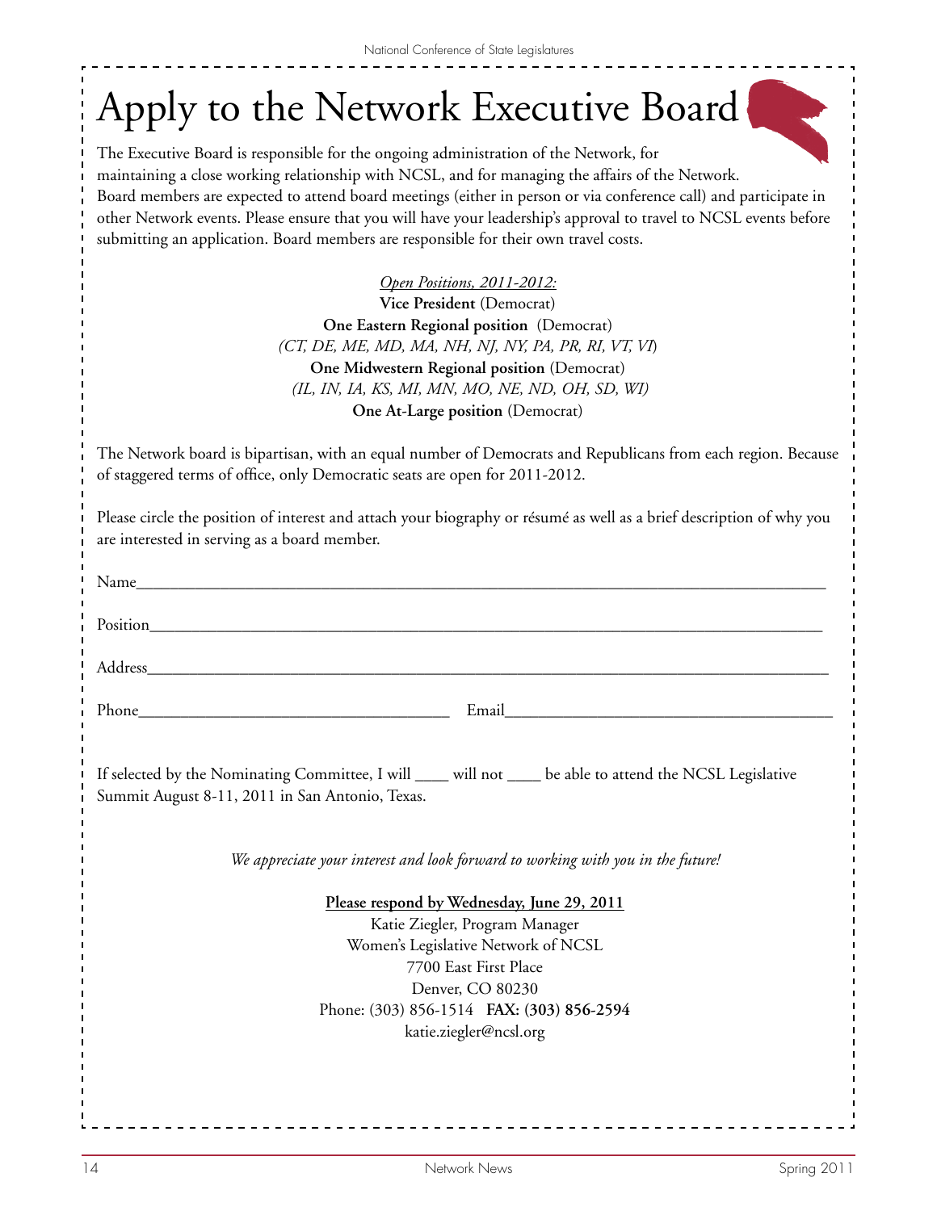# Apply to the Network Executive Board

The Executive Board is responsible for the ongoing administration of the Network, for maintaining a close working relationship with NCSL, and for managing the affairs of the Network. Board members are expected to attend board meetings (either in person or via conference call) and participate in other Network events. Please ensure that you will have your leadership's approval to travel to NCSL events before submitting an application. Board members are responsible for their own travel costs.

*Open Positions, 2011-2012:*
**Vice President** (Democrat)
**One Eastern Regional position** (Democrat)
*(CT, DE, ME, MD, MA, NH, NJ, NY, PA, PR, RI, VT, VI)*
**One Midwestern Regional position** (Democrat)
*(IL, IN, IA, KS, MI, MN, MO, NE, ND, OH, SD, WI)*
**One At-Large position** (Democrat)

The Network board is bipartisan, with an equal number of Democrats and Republicans from each region. Because of staggered terms of office, only Democratic seats are open for 2011-2012.

Please circle the position of interest and attach your biography or résumé as well as a brief description of why you are interested in serving as a board member.

Name_______________________________________________

Position_____________________________________________

Address_____________________________________________

Phone______________________ Email______________________

If selected by the Nominating Committee, I will ____ will not ____ be able to attend the NCSL Legislative Summit August 8-11, 2011 in San Antonio, Texas.

*We appreciate your interest and look forward to working with you in the future!*

**Please respond by Wednesday, June 29, 2011**
Katie Ziegler, Program Manager
Women's Legislative Network of NCSL
7700 East First Place
Denver, CO 80230
Phone: (303) 856-1514 **FAX: (303) 856-2594**
katie.ziegler@ncsl.org